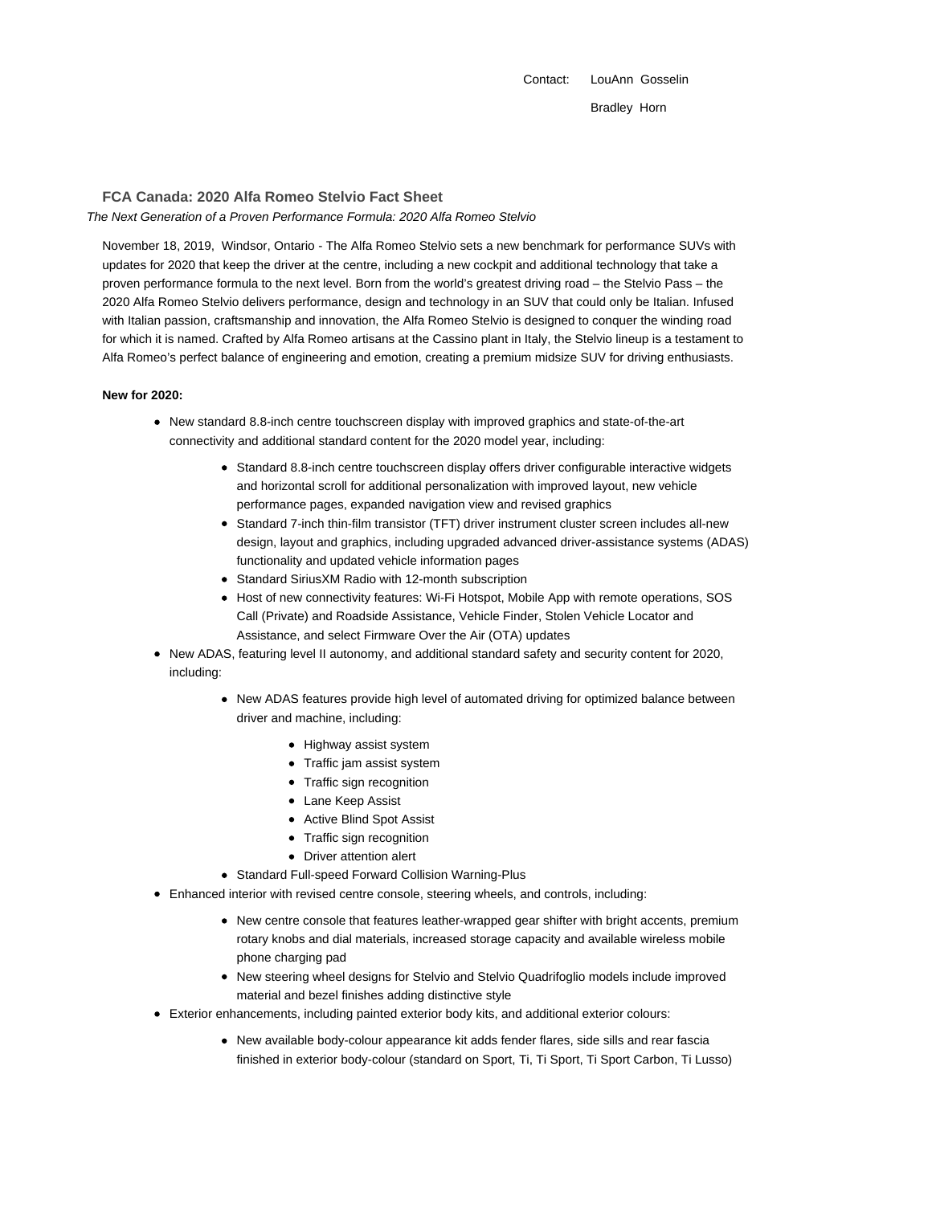Contact: LouAnn Gosselin

Bradley Horn

## FCA Canada: 2020 Alfa Romeo Stelvio Fact Sheet

*The Next Generation of a Proven Performance Formula: 2020 Alfa Romeo Stelvio*

November 18, 2019, Windsor, Ontario - The Alfa Romeo Stelvio sets a new benchmark for performance SUVs with updates for 2020 that keep the driver at the centre, including a new cockpit and additional technology that take a proven performance formula to the next level. Born from the world's greatest driving road – the Stelvio Pass – the 2020 Alfa Romeo Stelvio delivers performance, design and technology in an SUV that could only be Italian. Infused with Italian passion, craftsmanship and innovation, the Alfa Romeo Stelvio is designed to conquer the winding road for which it is named. Crafted by Alfa Romeo artisans at the Cassino plant in Italy, the Stelvio lineup is a testament to Alfa Romeo's perfect balance of engineering and emotion, creating a premium midsize SUV for driving enthusiasts.

**New for 2020:**

- New standard 8.8-inch centre touchscreen display with improved graphics and state-of-the-art connectivity and additional standard content for the 2020 model year, including:
  - Standard 8.8-inch centre touchscreen display offers driver configurable interactive widgets and horizontal scroll for additional personalization with improved layout, new vehicle performance pages, expanded navigation view and revised graphics
  - Standard 7-inch thin-film transistor (TFT) driver instrument cluster screen includes all-new design, layout and graphics, including upgraded advanced driver-assistance systems (ADAS) functionality and updated vehicle information pages
  - Standard SiriusXM Radio with 12-month subscription
  - Host of new connectivity features: Wi-Fi Hotspot, Mobile App with remote operations, SOS Call (Private) and Roadside Assistance, Vehicle Finder, Stolen Vehicle Locator and Assistance, and select Firmware Over the Air (OTA) updates
- New ADAS, featuring level II autonomy, and additional standard safety and security content for 2020, including:
  - New ADAS features provide high level of automated driving for optimized balance between driver and machine, including:
    - Highway assist system
    - Traffic jam assist system
    - Traffic sign recognition
    - Lane Keep Assist
    - Active Blind Spot Assist
    - Traffic sign recognition
    - Driver attention alert
  - Standard Full-speed Forward Collision Warning-Plus
- Enhanced interior with revised centre console, steering wheels, and controls, including:
  - New centre console that features leather-wrapped gear shifter with bright accents, premium rotary knobs and dial materials, increased storage capacity and available wireless mobile phone charging pad
  - New steering wheel designs for Stelvio and Stelvio Quadrifoglio models include improved material and bezel finishes adding distinctive style
- Exterior enhancements, including painted exterior body kits, and additional exterior colours:
  - New available body-colour appearance kit adds fender flares, side sills and rear fascia finished in exterior body-colour (standard on Sport, Ti, Ti Sport, Ti Sport Carbon, Ti Lusso)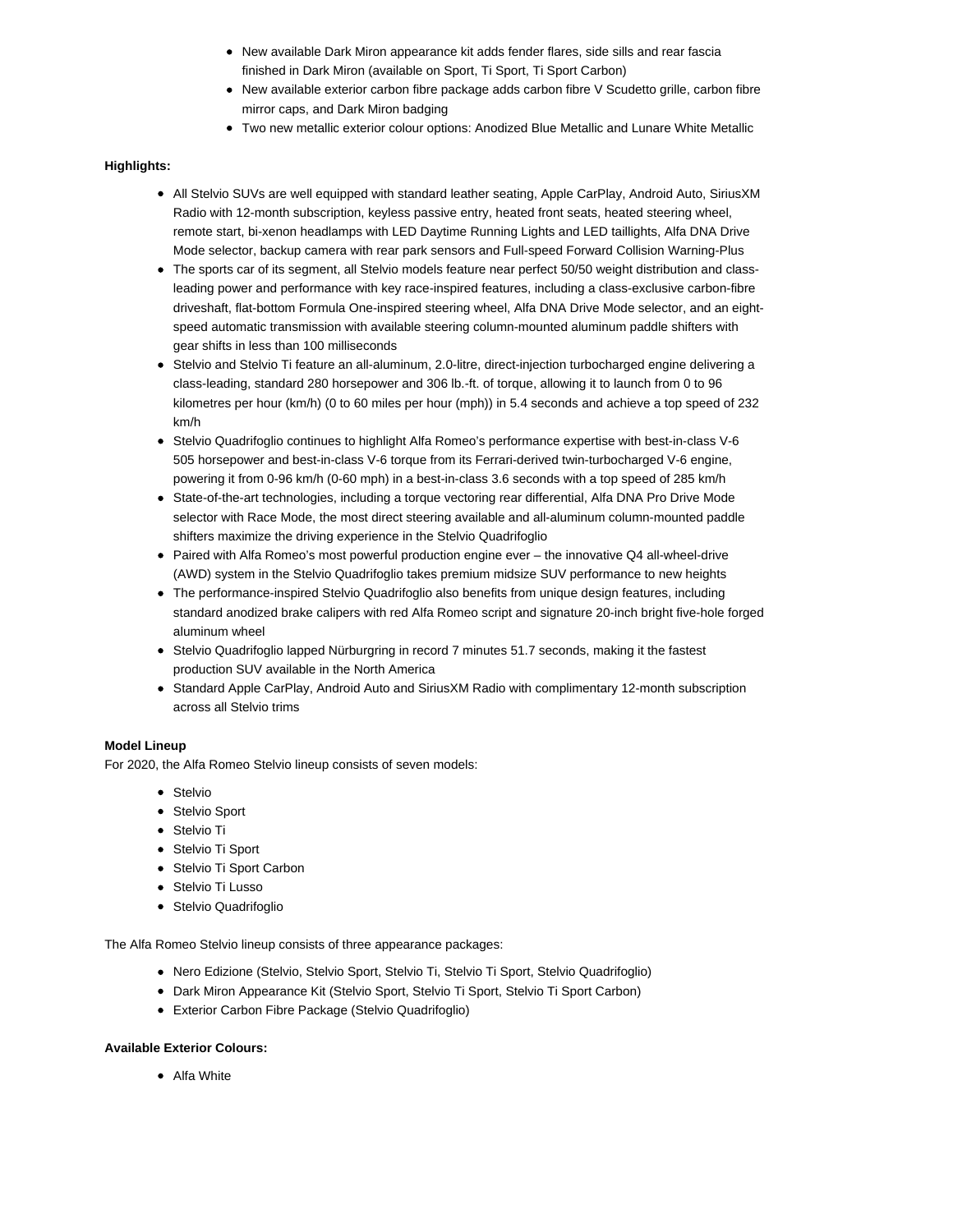- New available Dark Miron appearance kit adds fender flares, side sills and rear fascia finished in Dark Miron (available on Sport, Ti Sport, Ti Sport Carbon)
- New available exterior carbon fibre package adds carbon fibre V Scudetto grille, carbon fibre mirror caps, and Dark Miron badging
- Two new metallic exterior colour options: Anodized Blue Metallic and Lunare White Metallic

**Highlights:**

- All Stelvio SUVs are well equipped with standard leather seating, Apple CarPlay, Android Auto, SiriusXM Radio with 12-month subscription, keyless passive entry, heated front seats, heated steering wheel, remote start, bi-xenon headlamps with LED Daytime Running Lights and LED taillights, Alfa DNA Drive Mode selector, backup camera with rear park sensors and Full-speed Forward Collision Warning-Plus
- The sports car of its segment, all Stelvio models feature near perfect 50/50 weight distribution and class-leading power and performance with key race-inspired features, including a class-exclusive carbon-fibre driveshaft, flat-bottom Formula One-inspired steering wheel, Alfa DNA Drive Mode selector, and an eight-speed automatic transmission with available steering column-mounted aluminum paddle shifters with gear shifts in less than 100 milliseconds
- Stelvio and Stelvio Ti feature an all-aluminum, 2.0-litre, direct-injection turbocharged engine delivering a class-leading, standard 280 horsepower and 306 lb.-ft. of torque, allowing it to launch from 0 to 96 kilometres per hour (km/h) (0 to 60 miles per hour (mph)) in 5.4 seconds and achieve a top speed of 232 km/h
- Stelvio Quadrifoglio continues to highlight Alfa Romeo's performance expertise with best-in-class V-6 505 horsepower and best-in-class V-6 torque from its Ferrari-derived twin-turbocharged V-6 engine, powering it from 0-96 km/h (0-60 mph) in a best-in-class 3.6 seconds with a top speed of 285 km/h
- State-of-the-art technologies, including a torque vectoring rear differential, Alfa DNA Pro Drive Mode selector with Race Mode, the most direct steering available and all-aluminum column-mounted paddle shifters maximize the driving experience in the Stelvio Quadrifoglio
- Paired with Alfa Romeo's most powerful production engine ever – the innovative Q4 all-wheel-drive (AWD) system in the Stelvio Quadrifoglio takes premium midsize SUV performance to new heights
- The performance-inspired Stelvio Quadrifoglio also benefits from unique design features, including standard anodized brake calipers with red Alfa Romeo script and signature 20-inch bright five-hole forged aluminum wheel
- Stelvio Quadrifoglio lapped Nürburgring in record 7 minutes 51.7 seconds, making it the fastest production SUV available in the North America
- Standard Apple CarPlay, Android Auto and SiriusXM Radio with complimentary 12-month subscription across all Stelvio trims

**Model Lineup**

For 2020, the Alfa Romeo Stelvio lineup consists of seven models:

- Stelvio
- Stelvio Sport
- Stelvio Ti
- Stelvio Ti Sport
- Stelvio Ti Sport Carbon
- Stelvio Ti Lusso
- Stelvio Quadrifoglio

The Alfa Romeo Stelvio lineup consists of three appearance packages:

- Nero Edizione (Stelvio, Stelvio Sport, Stelvio Ti, Stelvio Ti Sport, Stelvio Quadrifoglio)
- Dark Miron Appearance Kit (Stelvio Sport, Stelvio Ti Sport, Stelvio Ti Sport Carbon)
- Exterior Carbon Fibre Package (Stelvio Quadrifoglio)

**Available Exterior Colours:**

- Alfa White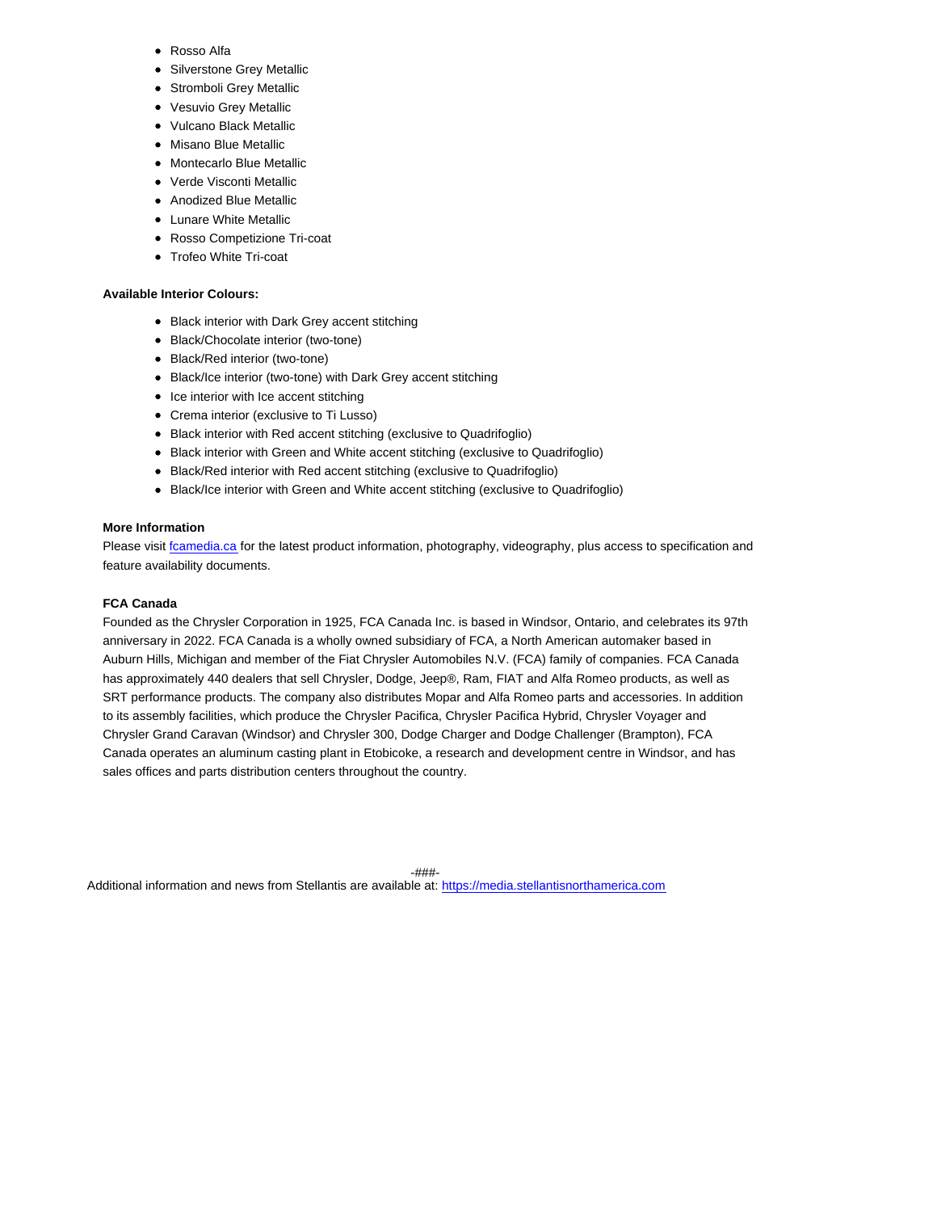- Rosso Alfa
- Silverstone Grey Metallic
- Stromboli Grey Metallic
- Vesuvio Grey Metallic
- Vulcano Black Metallic
- Misano Blue Metallic
- Montecarlo Blue Metallic
- Verde Visconti Metallic
- Anodized Blue Metallic
- Lunare White Metallic
- Rosso Competizione Tri-coat
- Trofeo White Tri-coat

**Available Interior Colours:**

- Black interior with Dark Grey accent stitching
- Black/Chocolate interior (two-tone)
- Black/Red interior (two-tone)
- Black/Ice interior (two-tone) with Dark Grey accent stitching
- Ice interior with Ice accent stitching
- Crema interior (exclusive to Ti Lusso)
- Black interior with Red accent stitching (exclusive to Quadrifoglio)
- Black interior with Green and White accent stitching (exclusive to Quadrifoglio)
- Black/Red interior with Red accent stitching (exclusive to Quadrifoglio)
- Black/Ice interior with Green and White accent stitching (exclusive to Quadrifoglio)

**More Information**

Please visit fcamedia.ca for the latest product information, photography, videography, plus access to specification and feature availability documents.

**FCA Canada**

Founded as the Chrysler Corporation in 1925, FCA Canada Inc. is based in Windsor, Ontario, and celebrates its 97th anniversary in 2022. FCA Canada is a wholly owned subsidiary of FCA, a North American automaker based in Auburn Hills, Michigan and member of the Fiat Chrysler Automobiles N.V. (FCA) family of companies. FCA Canada has approximately 440 dealers that sell Chrysler, Dodge, Jeep®, Ram, FIAT and Alfa Romeo products, as well as SRT performance products. The company also distributes Mopar and Alfa Romeo parts and accessories. In addition to its assembly facilities, which produce the Chrysler Pacifica, Chrysler Pacifica Hybrid, Chrysler Voyager and Chrysler Grand Caravan (Windsor) and Chrysler 300, Dodge Charger and Dodge Challenger (Brampton), FCA Canada operates an aluminum casting plant in Etobicoke, a research and development centre in Windsor, and has sales offices and parts distribution centers throughout the country.

-###-

Additional information and news from Stellantis are available at: https://media.stellantisnorthamerica.com